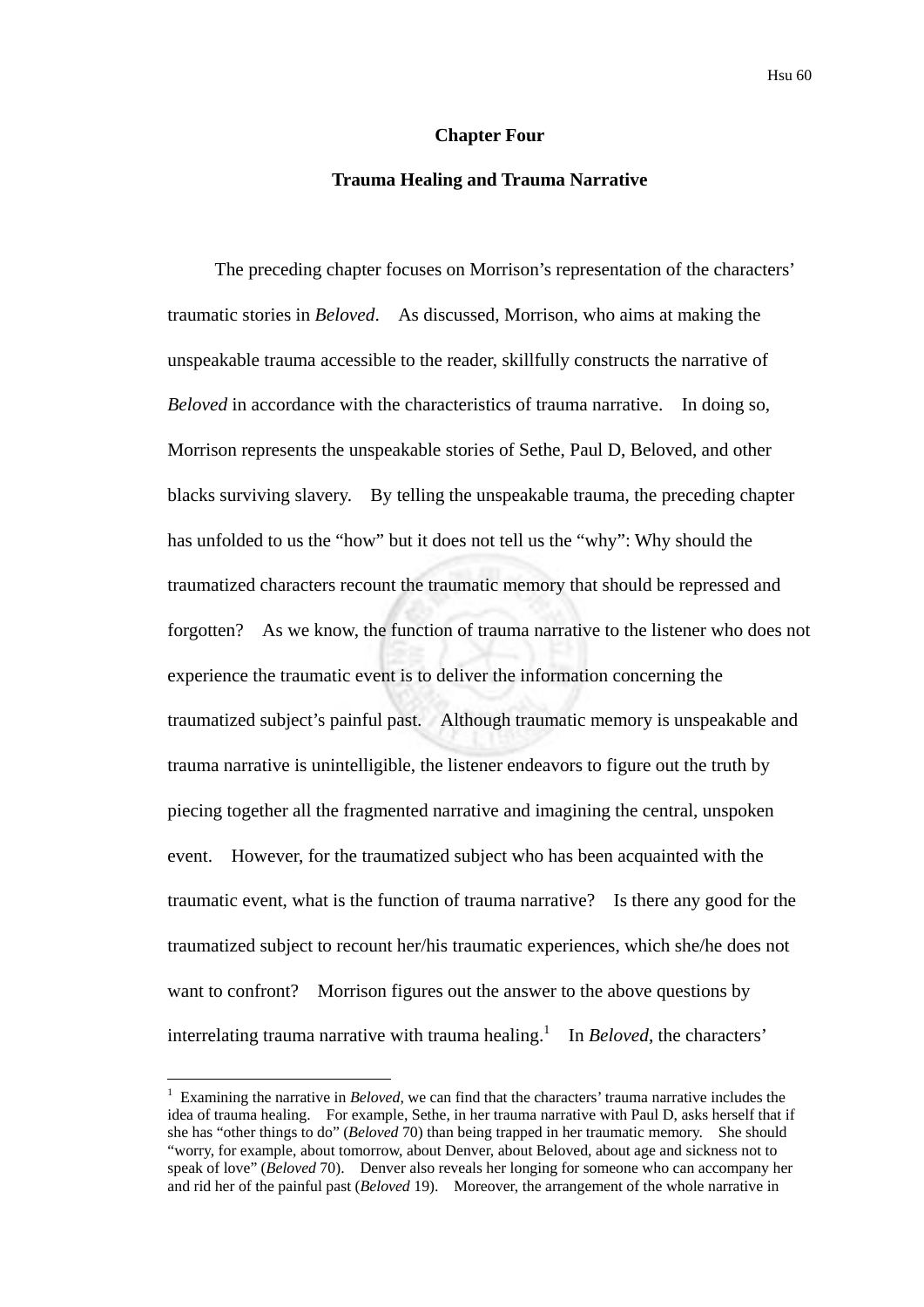# Chapter Four

## Trauma Healing and Trauma Narrative

The preceding chapter focuses on Morrison's representation of the characters' traumatic stories in *Beloved*. As discussed, Morrison, who aims at making the unspeakable trauma accessible to the reader, skillfully constructs the narrative of *Beloved* in accordance with the characteristics of trauma narrative. In doing so, Morrison represents the unspeakable stories of Sethe, Paul D, Beloved, and other blacks surviving slavery. By telling the unspeakable trauma, the preceding chapter has unfolded to us the "how" but it does not tell us the "why": Why should the traumatized characters recount the traumatic memory that should be repressed and forgotten? As we know, the function of trauma narrative to the listener who does not experience the traumatic event is to deliver the information concerning the traumatized subject's painful past. Although traumatic memory is unspeakable and trauma narrative is unintelligible, the listener endeavors to figure out the truth by piecing together all the fragmented narrative and imagining the central, unspoken event. However, for the traumatized subject who has been acquainted with the traumatic event, what is the function of trauma narrative? Is there any good for the traumatized subject to recount her/his traumatic experiences, which she/he does not want to confront? Morrison figures out the answer to the above questions by interrelating trauma narrative with trauma healing.[1] In *Beloved*, the characters'

[1] Examining the narrative in *Beloved*, we can find that the characters' trauma narrative includes the idea of trauma healing. For example, Sethe, in her trauma narrative with Paul D, asks herself that if she has "other things to do" (*Beloved* 70) than being trapped in her traumatic memory. She should "worry, for example, about tomorrow, about Denver, about Beloved, about age and sickness not to speak of love" (*Beloved* 70). Denver also reveals her longing for someone who can accompany her and rid her of the painful past (*Beloved* 19). Moreover, the arrangement of the whole narrative in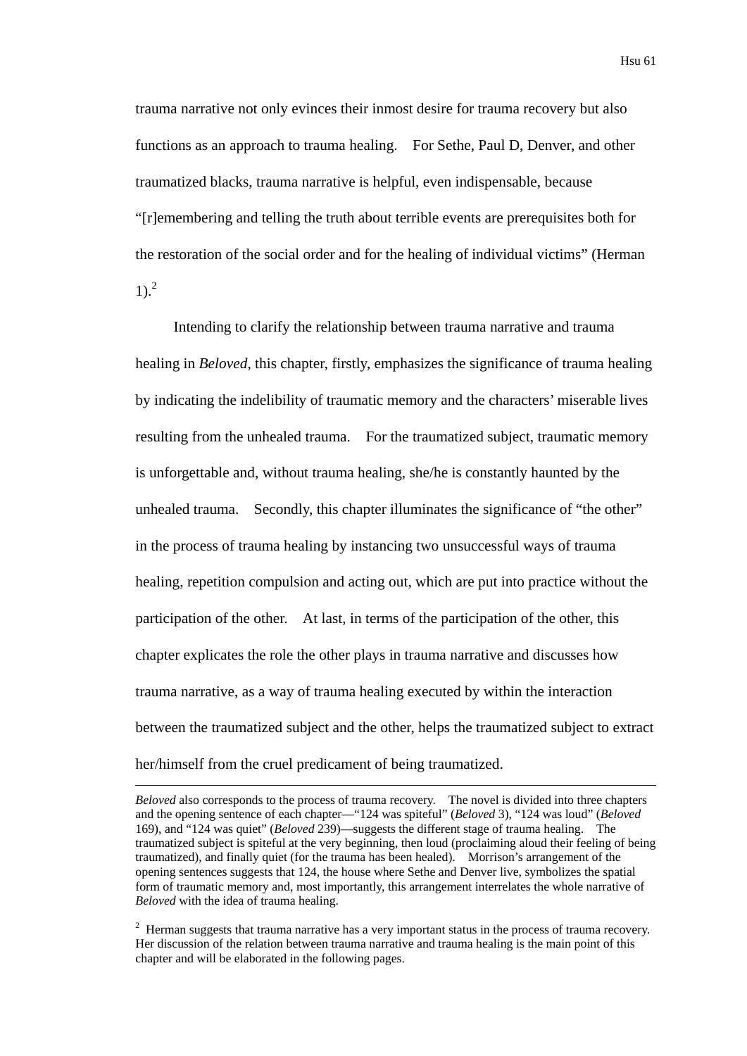trauma narrative not only evinces their inmost desire for trauma recovery but also functions as an approach to trauma healing. For Sethe, Paul D, Denver, and other traumatized blacks, trauma narrative is helpful, even indispensable, because "[r]emembering and telling the truth about terrible events are prerequisites both for the restoration of the social order and for the healing of individual victims" (Herman 1).[2]

Intending to clarify the relationship between trauma narrative and trauma healing in *Beloved*, this chapter, firstly, emphasizes the significance of trauma healing by indicating the indelibility of traumatic memory and the characters' miserable lives resulting from the unhealed trauma. For the traumatized subject, traumatic memory is unforgettable and, without trauma healing, she/he is constantly haunted by the unhealed trauma. Secondly, this chapter illuminates the significance of "the other" in the process of trauma healing by instancing two unsuccessful ways of trauma healing, repetition compulsion and acting out, which are put into practice without the participation of the other. At last, in terms of the participation of the other, this chapter explicates the role the other plays in trauma narrative and discusses how trauma narrative, as a way of trauma healing executed by within the interaction between the traumatized subject and the other, helps the traumatized subject to extract her/himself from the cruel predicament of being traumatized.

---

*Beloved* also corresponds to the process of trauma recovery. The novel is divided into three chapters and the opening sentence of each chapter—"124 was spiteful" (*Beloved* 3), "124 was loud" (*Beloved* 169), and "124 was quiet" (*Beloved* 239)—suggests the different stage of trauma healing. The traumatized subject is spiteful at the very beginning, then loud (proclaiming aloud their feeling of being traumatized), and finally quiet (for the trauma has been healed). Morrison's arrangement of the opening sentences suggests that 124, the house where Sethe and Denver live, symbolizes the spatial form of traumatic memory and, most importantly, this arrangement interrelates the whole narrative of *Beloved* with the idea of trauma healing.

[2] Herman suggests that trauma narrative has a very important status in the process of trauma recovery. Her discussion of the relation between trauma narrative and trauma healing is the main point of this chapter and will be elaborated in the following pages.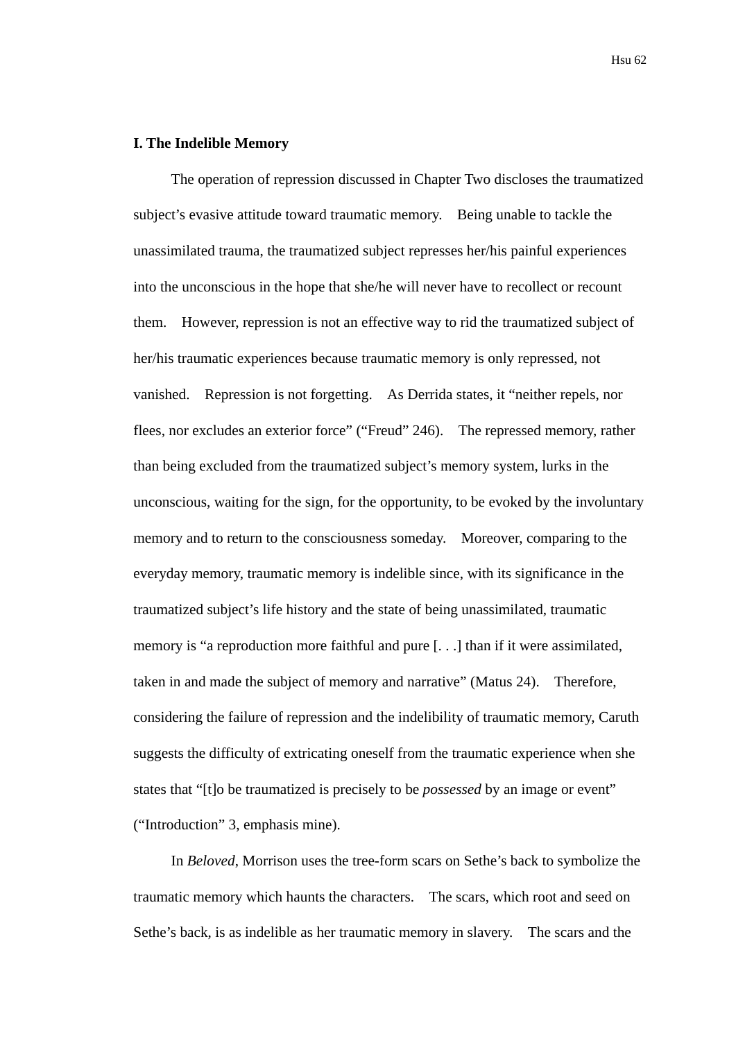## I. The Indelible Memory

The operation of repression discussed in Chapter Two discloses the traumatized subject's evasive attitude toward traumatic memory. Being unable to tackle the unassimilated trauma, the traumatized subject represses her/his painful experiences into the unconscious in the hope that she/he will never have to recollect or recount them. However, repression is not an effective way to rid the traumatized subject of her/his traumatic experiences because traumatic memory is only repressed, not vanished. Repression is not forgetting. As Derrida states, it "neither repels, nor flees, nor excludes an exterior force" ("Freud" 246). The repressed memory, rather than being excluded from the traumatized subject's memory system, lurks in the unconscious, waiting for the sign, for the opportunity, to be evoked by the involuntary memory and to return to the consciousness someday. Moreover, comparing to the everyday memory, traumatic memory is indelible since, with its significance in the traumatized subject's life history and the state of being unassimilated, traumatic memory is "a reproduction more faithful and pure [. . .] than if it were assimilated, taken in and made the subject of memory and narrative" (Matus 24). Therefore, considering the failure of repression and the indelibility of traumatic memory, Caruth suggests the difficulty of extricating oneself from the traumatic experience when she states that "[t]o be traumatized is precisely to be *possessed* by an image or event" ("Introduction" 3, emphasis mine).

In *Beloved*, Morrison uses the tree-form scars on Sethe's back to symbolize the traumatic memory which haunts the characters. The scars, which root and seed on Sethe's back, is as indelible as her traumatic memory in slavery. The scars and the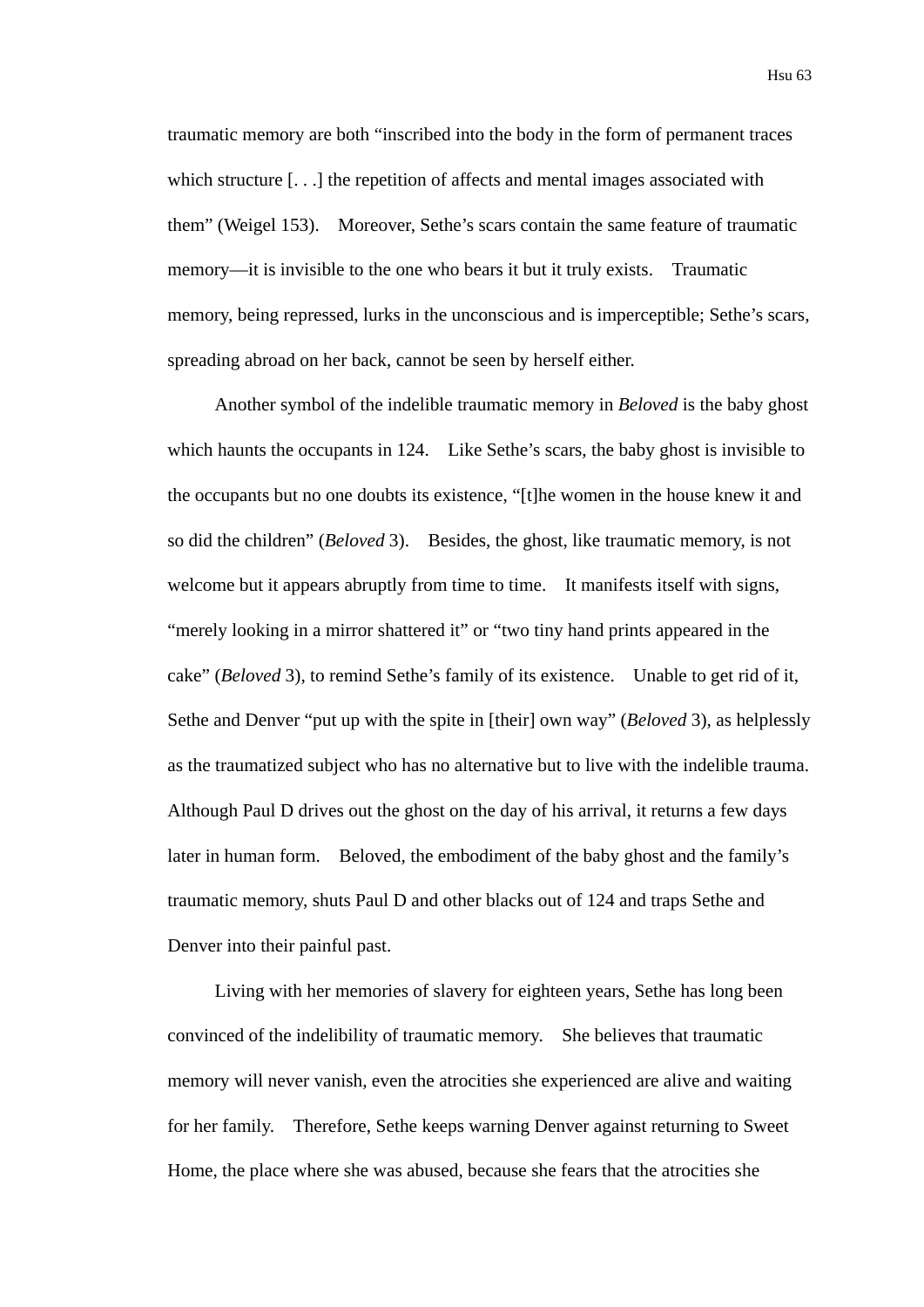traumatic memory are both “inscribed into the body in the form of permanent traces which structure [. . .] the repetition of affects and mental images associated with them” (Weigel 153). Moreover, Sethe’s scars contain the same feature of traumatic memory—it is invisible to the one who bears it but it truly exists. Traumatic memory, being repressed, lurks in the unconscious and is imperceptible; Sethe’s scars, spreading abroad on her back, cannot be seen by herself either.

Another symbol of the indelible traumatic memory in *Beloved* is the baby ghost which haunts the occupants in 124. Like Sethe’s scars, the baby ghost is invisible to the occupants but no one doubts its existence, “[t]he women in the house knew it and so did the children” (*Beloved* 3). Besides, the ghost, like traumatic memory, is not welcome but it appears abruptly from time to time. It manifests itself with signs, “merely looking in a mirror shattered it” or “two tiny hand prints appeared in the cake” (*Beloved* 3), to remind Sethe’s family of its existence. Unable to get rid of it, Sethe and Denver “put up with the spite in [their] own way” (*Beloved* 3), as helplessly as the traumatized subject who has no alternative but to live with the indelible trauma. Although Paul D drives out the ghost on the day of his arrival, it returns a few days later in human form. Beloved, the embodiment of the baby ghost and the family’s traumatic memory, shuts Paul D and other blacks out of 124 and traps Sethe and Denver into their painful past.

Living with her memories of slavery for eighteen years, Sethe has long been convinced of the indelibility of traumatic memory. She believes that traumatic memory will never vanish, even the atrocities she experienced are alive and waiting for her family. Therefore, Sethe keeps warning Denver against returning to Sweet Home, the place where she was abused, because she fears that the atrocities she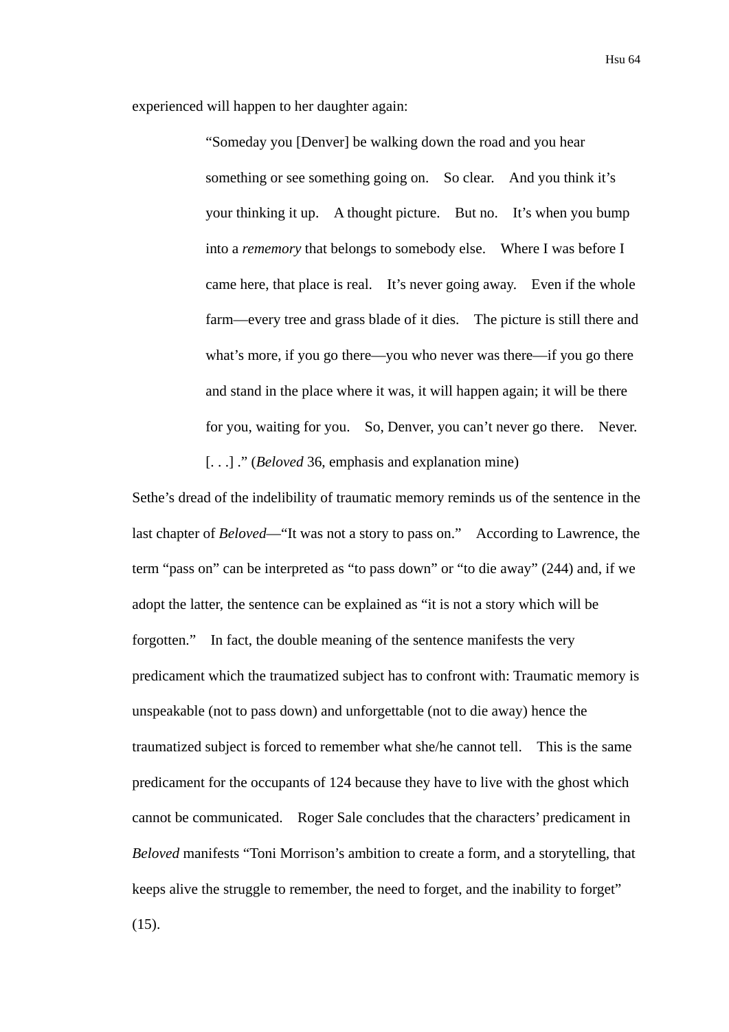experienced will happen to her daughter again:

> "Someday you [Denver] be walking down the road and you hear something or see something going on. So clear. And you think it's your thinking it up. A thought picture. But no. It's when you bump into a *rememory* that belongs to somebody else. Where I was before I came here, that place is real. It's never going away. Even if the whole farm—every tree and grass blade of it dies. The picture is still there and what's more, if you go there—you who never was there—if you go there and stand in the place where it was, it will happen again; it will be there for you, waiting for you. So, Denver, you can't never go there. Never. [. . .] ." (*Beloved* 36, emphasis and explanation mine)

Sethe's dread of the indelibility of traumatic memory reminds us of the sentence in the last chapter of *Beloved*—"It was not a story to pass on." According to Lawrence, the term "pass on" can be interpreted as "to pass down" or "to die away" (244) and, if we adopt the latter, the sentence can be explained as "it is not a story which will be forgotten." In fact, the double meaning of the sentence manifests the very predicament which the traumatized subject has to confront with: Traumatic memory is unspeakable (not to pass down) and unforgettable (not to die away) hence the traumatized subject is forced to remember what she/he cannot tell. This is the same predicament for the occupants of 124 because they have to live with the ghost which cannot be communicated. Roger Sale concludes that the characters' predicament in *Beloved* manifests "Toni Morrison's ambition to create a form, and a storytelling, that keeps alive the struggle to remember, the need to forget, and the inability to forget" (15).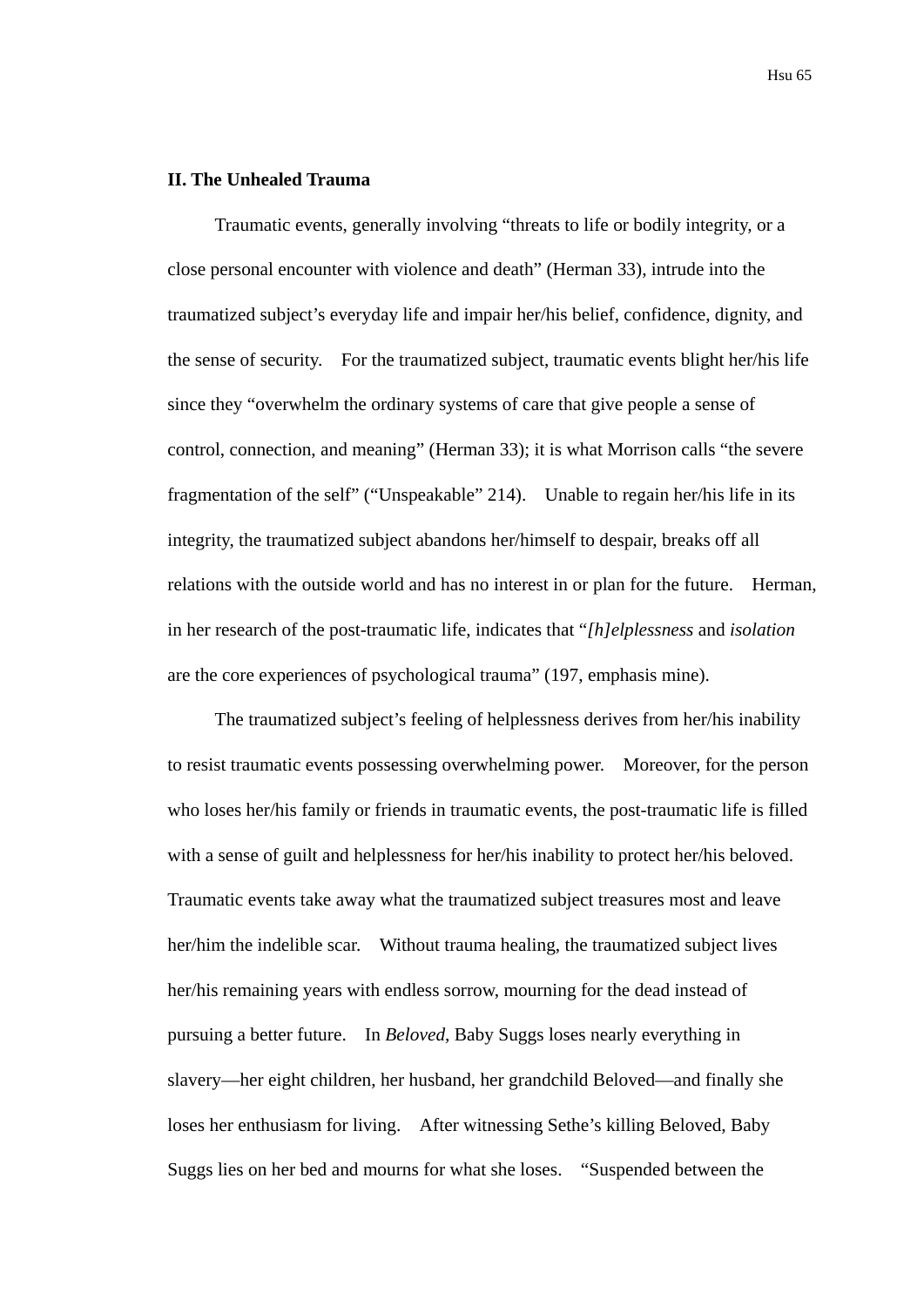## II. The Unhealed Trauma

Traumatic events, generally involving "threats to life or bodily integrity, or a close personal encounter with violence and death" (Herman 33), intrude into the traumatized subject's everyday life and impair her/his belief, confidence, dignity, and the sense of security. For the traumatized subject, traumatic events blight her/his life since they "overwhelm the ordinary systems of care that give people a sense of control, connection, and meaning" (Herman 33); it is what Morrison calls "the severe fragmentation of the self" ("Unspeakable" 214). Unable to regain her/his life in its integrity, the traumatized subject abandons her/himself to despair, breaks off all relations with the outside world and has no interest in or plan for the future. Herman, in her research of the post-traumatic life, indicates that "*[h]elplessness* and *isolation* are the core experiences of psychological trauma" (197, emphasis mine).

The traumatized subject's feeling of helplessness derives from her/his inability to resist traumatic events possessing overwhelming power. Moreover, for the person who loses her/his family or friends in traumatic events, the post-traumatic life is filled with a sense of guilt and helplessness for her/his inability to protect her/his beloved. Traumatic events take away what the traumatized subject treasures most and leave her/him the indelible scar. Without trauma healing, the traumatized subject lives her/his remaining years with endless sorrow, mourning for the dead instead of pursuing a better future. In *Beloved*, Baby Suggs loses nearly everything in slavery—her eight children, her husband, her grandchild Beloved—and finally she loses her enthusiasm for living. After witnessing Sethe's killing Beloved, Baby Suggs lies on her bed and mourns for what she loses. "Suspended between the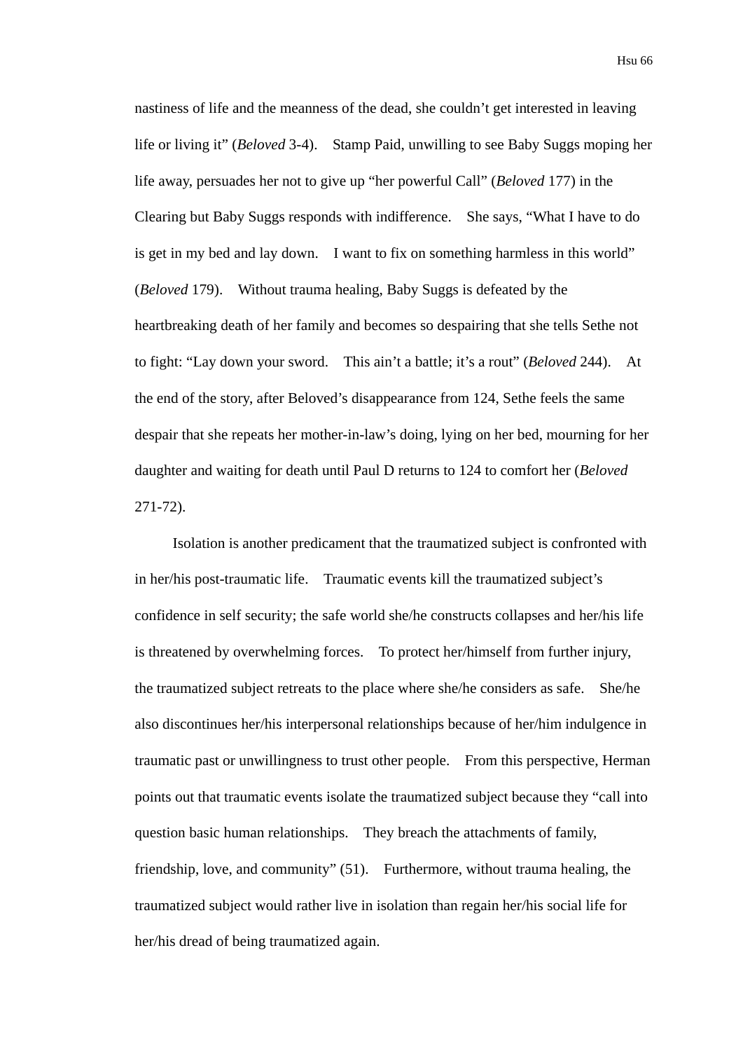nastiness of life and the meanness of the dead, she couldn't get interested in leaving life or living it" (*Beloved* 3-4). Stamp Paid, unwilling to see Baby Suggs moping her life away, persuades her not to give up "her powerful Call" (*Beloved* 177) in the Clearing but Baby Suggs responds with indifference. She says, "What I have to do is get in my bed and lay down. I want to fix on something harmless in this world" (*Beloved* 179). Without trauma healing, Baby Suggs is defeated by the heartbreaking death of her family and becomes so despairing that she tells Sethe not to fight: "Lay down your sword. This ain't a battle; it's a rout" (*Beloved* 244). At the end of the story, after Beloved's disappearance from 124, Sethe feels the same despair that she repeats her mother-in-law's doing, lying on her bed, mourning for her daughter and waiting for death until Paul D returns to 124 to comfort her (*Beloved* 271-72).

Isolation is another predicament that the traumatized subject is confronted with in her/his post-traumatic life. Traumatic events kill the traumatized subject's confidence in self security; the safe world she/he constructs collapses and her/his life is threatened by overwhelming forces. To protect her/himself from further injury, the traumatized subject retreats to the place where she/he considers as safe. She/he also discontinues her/his interpersonal relationships because of her/him indulgence in traumatic past or unwillingness to trust other people. From this perspective, Herman points out that traumatic events isolate the traumatized subject because they "call into question basic human relationships. They breach the attachments of family, friendship, love, and community" (51). Furthermore, without trauma healing, the traumatized subject would rather live in isolation than regain her/his social life for her/his dread of being traumatized again.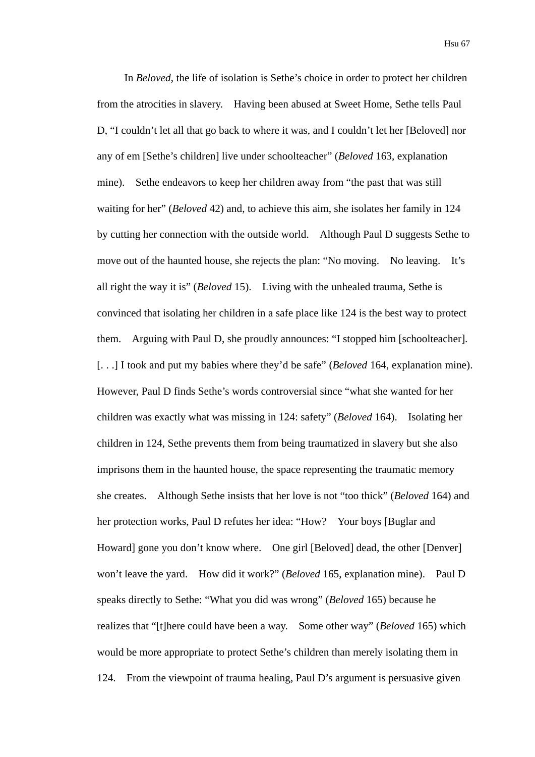In *Beloved*, the life of isolation is Sethe's choice in order to protect her children from the atrocities in slavery. Having been abused at Sweet Home, Sethe tells Paul D, "I couldn't let all that go back to where it was, and I couldn't let her [Beloved] nor any of em [Sethe's children] live under schoolteacher" (*Beloved* 163, explanation mine). Sethe endeavors to keep her children away from "the past that was still waiting for her" (*Beloved* 42) and, to achieve this aim, she isolates her family in 124 by cutting her connection with the outside world. Although Paul D suggests Sethe to move out of the haunted house, she rejects the plan: "No moving. No leaving. It's all right the way it is" (*Beloved* 15). Living with the unhealed trauma, Sethe is convinced that isolating her children in a safe place like 124 is the best way to protect them. Arguing with Paul D, she proudly announces: "I stopped him [schoolteacher]. [. . .] I took and put my babies where they'd be safe" (*Beloved* 164, explanation mine). However, Paul D finds Sethe's words controversial since "what she wanted for her children was exactly what was missing in 124: safety" (*Beloved* 164). Isolating her children in 124, Sethe prevents them from being traumatized in slavery but she also imprisons them in the haunted house, the space representing the traumatic memory she creates. Although Sethe insists that her love is not "too thick" (*Beloved* 164) and her protection works, Paul D refutes her idea: "How? Your boys [Buglar and Howard] gone you don't know where. One girl [Beloved] dead, the other [Denver] won't leave the yard. How did it work?" (*Beloved* 165, explanation mine). Paul D speaks directly to Sethe: "What you did was wrong" (*Beloved* 165) because he realizes that "[t]here could have been a way. Some other way" (*Beloved* 165) which would be more appropriate to protect Sethe's children than merely isolating them in 124. From the viewpoint of trauma healing, Paul D's argument is persuasive given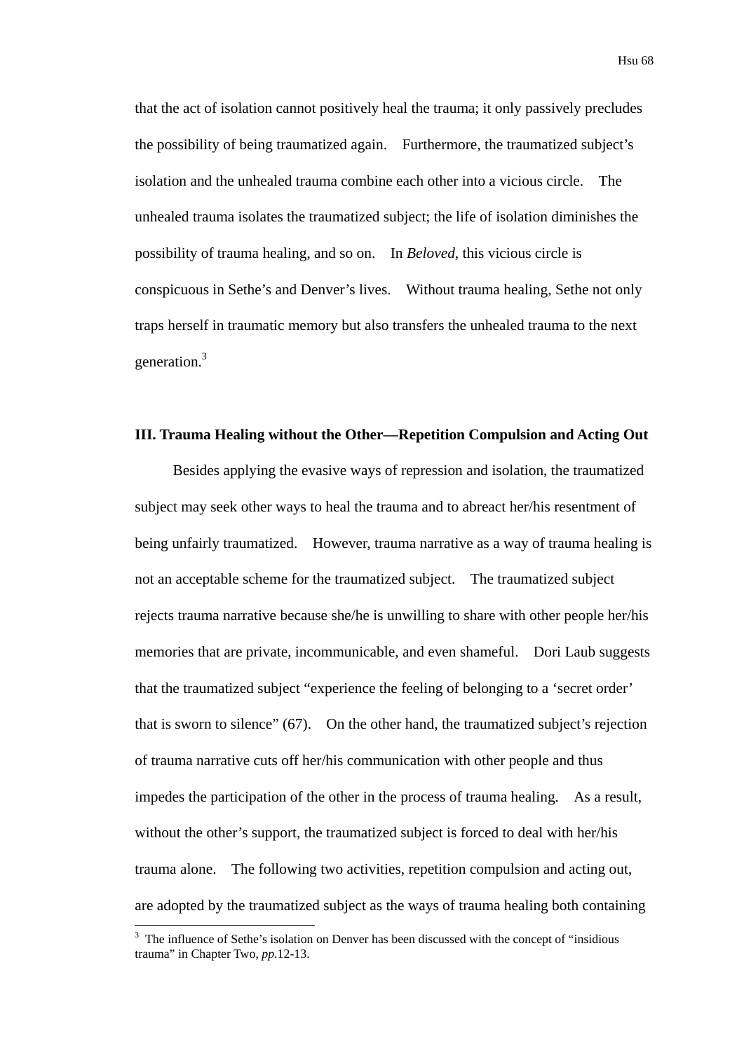that the act of isolation cannot positively heal the trauma; it only passively precludes the possibility of being traumatized again. Furthermore, the traumatized subject's isolation and the unhealed trauma combine each other into a vicious circle. The unhealed trauma isolates the traumatized subject; the life of isolation diminishes the possibility of trauma healing, and so on. In *Beloved*, this vicious circle is conspicuous in Sethe's and Denver's lives. Without trauma healing, Sethe not only traps herself in traumatic memory but also transfers the unhealed trauma to the next generation.[3]

### III. Trauma Healing without the Other—Repetition Compulsion and Acting Out

Besides applying the evasive ways of repression and isolation, the traumatized subject may seek other ways to heal the trauma and to abreact her/his resentment of being unfairly traumatized. However, trauma narrative as a way of trauma healing is not an acceptable scheme for the traumatized subject. The traumatized subject rejects trauma narrative because she/he is unwilling to share with other people her/his memories that are private, incommunicable, and even shameful. Dori Laub suggests that the traumatized subject "experience the feeling of belonging to a 'secret order' that is sworn to silence" (67). On the other hand, the traumatized subject's rejection of trauma narrative cuts off her/his communication with other people and thus impedes the participation of the other in the process of trauma healing. As a result, without the other's support, the traumatized subject is forced to deal with her/his trauma alone. The following two activities, repetition compulsion and acting out, are adopted by the traumatized subject as the ways of trauma healing both containing

[3] The influence of Sethe's isolation on Denver has been discussed with the concept of "insidious trauma" in Chapter Two, *pp.*12-13.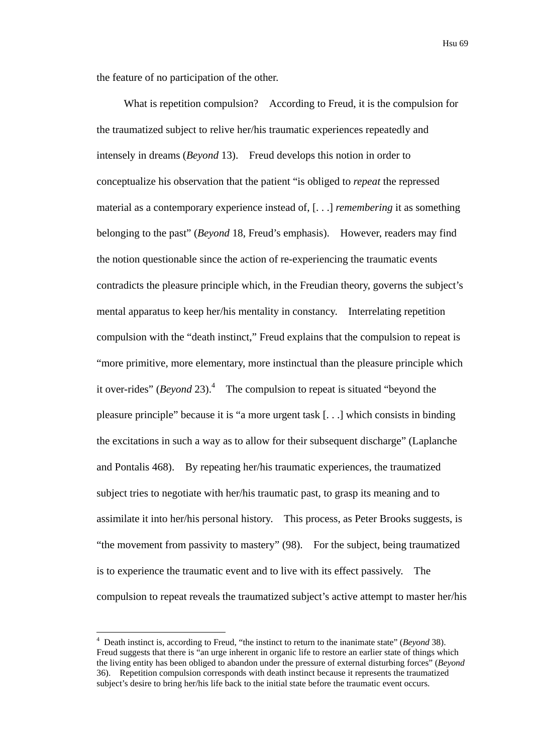the feature of no participation of the other.

What is repetition compulsion? According to Freud, it is the compulsion for the traumatized subject to relive her/his traumatic experiences repeatedly and intensely in dreams (*Beyond* 13). Freud develops this notion in order to conceptualize his observation that the patient "is obliged to *repeat* the repressed material as a contemporary experience instead of, [. . .] *remembering* it as something belonging to the past" (*Beyond* 18, Freud's emphasis). However, readers may find the notion questionable since the action of re-experiencing the traumatic events contradicts the pleasure principle which, in the Freudian theory, governs the subject's mental apparatus to keep her/his mentality in constancy. Interrelating repetition compulsion with the "death instinct," Freud explains that the compulsion to repeat is "more primitive, more elementary, more instinctual than the pleasure principle which it over-rides" (*Beyond* 23).[4] The compulsion to repeat is situated "beyond the pleasure principle" because it is "a more urgent task [. . .] which consists in binding the excitations in such a way as to allow for their subsequent discharge" (Laplanche and Pontalis 468). By repeating her/his traumatic experiences, the traumatized subject tries to negotiate with her/his traumatic past, to grasp its meaning and to assimilate it into her/his personal history. This process, as Peter Brooks suggests, is "the movement from passivity to mastery" (98). For the subject, being traumatized is to experience the traumatic event and to live with its effect passively. The compulsion to repeat reveals the traumatized subject's active attempt to master her/his

---

[4] Death instinct is, according to Freud, "the instinct to return to the inanimate state" (*Beyond* 38). Freud suggests that there is "an urge inherent in organic life to restore an earlier state of things which the living entity has been obliged to abandon under the pressure of external disturbing forces" (*Beyond* 36). Repetition compulsion corresponds with death instinct because it represents the traumatized subject's desire to bring her/his life back to the initial state before the traumatic event occurs.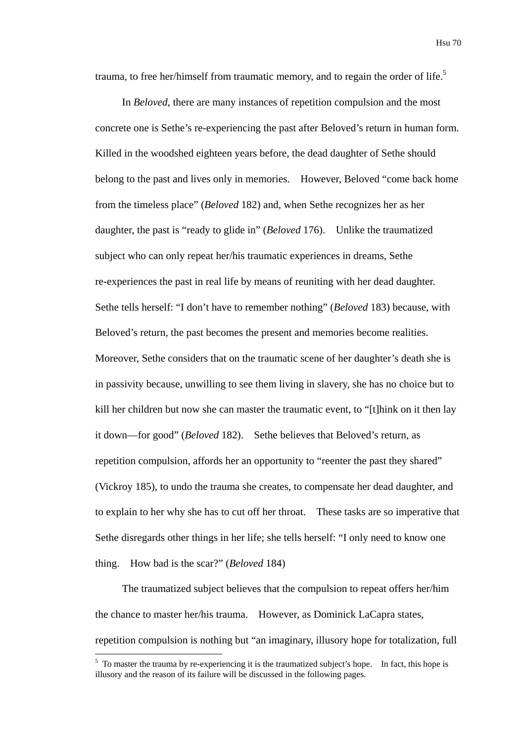trauma, to free her/himself from traumatic memory, and to regain the order of life.[5]

In *Beloved*, there are many instances of repetition compulsion and the most concrete one is Sethe's re-experiencing the past after Beloved's return in human form. Killed in the woodshed eighteen years before, the dead daughter of Sethe should belong to the past and lives only in memories. However, Beloved "come back home from the timeless place" (*Beloved* 182) and, when Sethe recognizes her as her daughter, the past is "ready to glide in" (*Beloved* 176). Unlike the traumatized subject who can only repeat her/his traumatic experiences in dreams, Sethe re-experiences the past in real life by means of reuniting with her dead daughter. Sethe tells herself: "I don't have to remember nothing" (*Beloved* 183) because, with Beloved's return, the past becomes the present and memories become realities. Moreover, Sethe considers that on the traumatic scene of her daughter's death she is in passivity because, unwilling to see them living in slavery, she has no choice but to kill her children but now she can master the traumatic event, to "[t]hink on it then lay it down—for good" (*Beloved* 182). Sethe believes that Beloved's return, as repetition compulsion, affords her an opportunity to "reenter the past they shared" (Vickroy 185), to undo the trauma she creates, to compensate her dead daughter, and to explain to her why she has to cut off her throat. These tasks are so imperative that Sethe disregards other things in her life; she tells herself: "I only need to know one thing. How bad is the scar?" (*Beloved* 184)

The traumatized subject believes that the compulsion to repeat offers her/him the chance to master her/his trauma. However, as Dominick LaCapra states, repetition compulsion is nothing but "an imaginary, illusory hope for totalization, full

[5] To master the trauma by re-experiencing it is the traumatized subject's hope. In fact, this hope is illusory and the reason of its failure will be discussed in the following pages.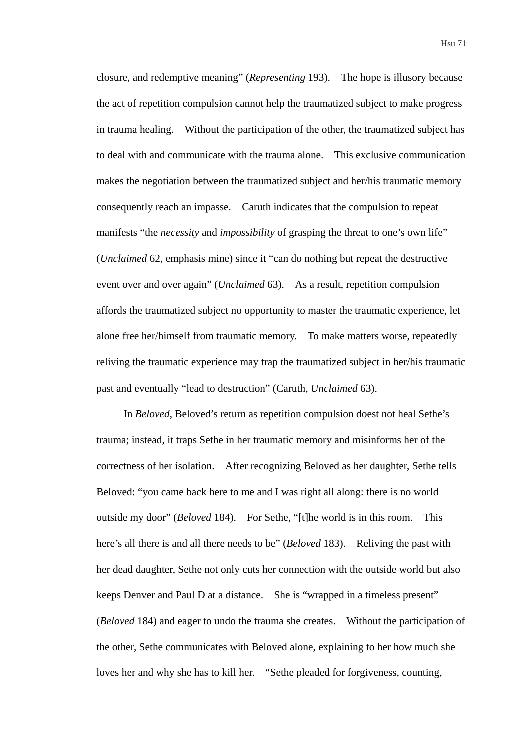closure, and redemptive meaning" (*Representing* 193). The hope is illusory because the act of repetition compulsion cannot help the traumatized subject to make progress in trauma healing. Without the participation of the other, the traumatized subject has to deal with and communicate with the trauma alone. This exclusive communication makes the negotiation between the traumatized subject and her/his traumatic memory consequently reach an impasse. Caruth indicates that the compulsion to repeat manifests "the *necessity* and *impossibility* of grasping the threat to one's own life" (*Unclaimed* 62, emphasis mine) since it "can do nothing but repeat the destructive event over and over again" (*Unclaimed* 63). As a result, repetition compulsion affords the traumatized subject no opportunity to master the traumatic experience, let alone free her/himself from traumatic memory. To make matters worse, repeatedly reliving the traumatic experience may trap the traumatized subject in her/his traumatic past and eventually "lead to destruction" (Caruth, *Unclaimed* 63).

In *Beloved*, Beloved's return as repetition compulsion doest not heal Sethe's trauma; instead, it traps Sethe in her traumatic memory and misinforms her of the correctness of her isolation. After recognizing Beloved as her daughter, Sethe tells Beloved: "you came back here to me and I was right all along: there is no world outside my door" (*Beloved* 184). For Sethe, "[t]he world is in this room. This here's all there is and all there needs to be" (*Beloved* 183). Reliving the past with her dead daughter, Sethe not only cuts her connection with the outside world but also keeps Denver and Paul D at a distance. She is "wrapped in a timeless present" (*Beloved* 184) and eager to undo the trauma she creates. Without the participation of the other, Sethe communicates with Beloved alone, explaining to her how much she loves her and why she has to kill her. "Sethe pleaded for forgiveness, counting,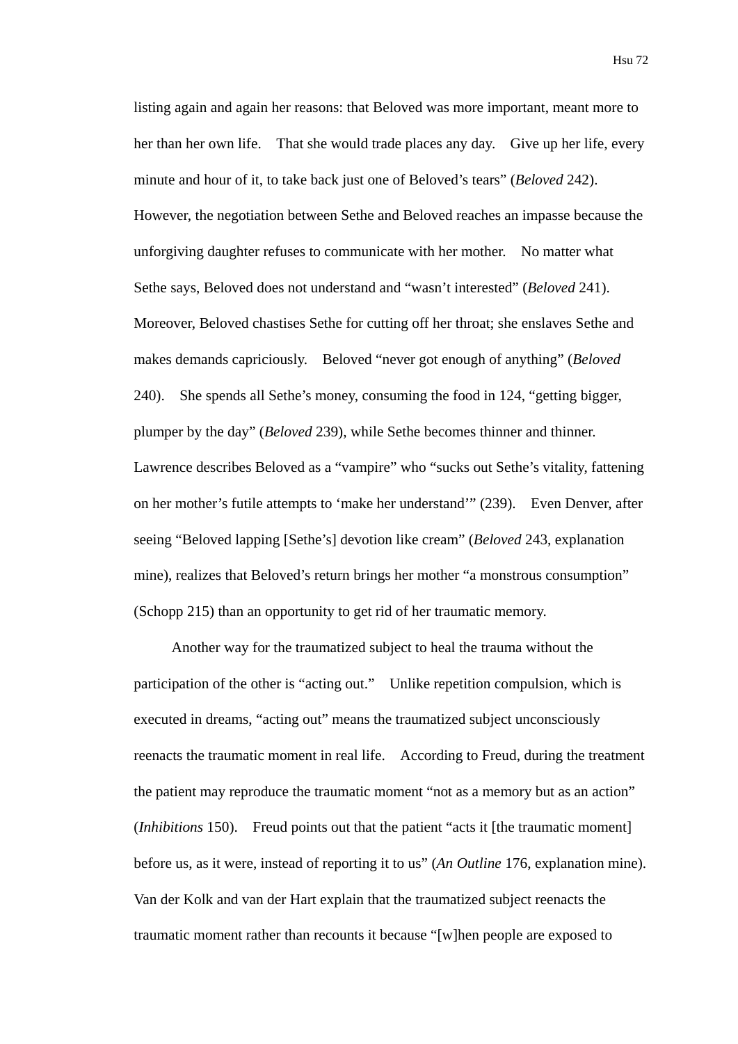listing again and again her reasons: that Beloved was more important, meant more to her than her own life. That she would trade places any day. Give up her life, every minute and hour of it, to take back just one of Beloved's tears" (*Beloved* 242). However, the negotiation between Sethe and Beloved reaches an impasse because the unforgiving daughter refuses to communicate with her mother. No matter what Sethe says, Beloved does not understand and "wasn't interested" (*Beloved* 241). Moreover, Beloved chastises Sethe for cutting off her throat; she enslaves Sethe and makes demands capriciously. Beloved "never got enough of anything" (*Beloved* 240). She spends all Sethe's money, consuming the food in 124, "getting bigger, plumper by the day" (*Beloved* 239), while Sethe becomes thinner and thinner. Lawrence describes Beloved as a "vampire" who "sucks out Sethe's vitality, fattening on her mother's futile attempts to 'make her understand'" (239). Even Denver, after seeing "Beloved lapping [Sethe's] devotion like cream" (*Beloved* 243, explanation mine), realizes that Beloved's return brings her mother "a monstrous consumption" (Schopp 215) than an opportunity to get rid of her traumatic memory.

Another way for the traumatized subject to heal the trauma without the participation of the other is "acting out." Unlike repetition compulsion, which is executed in dreams, "acting out" means the traumatized subject unconsciously reenacts the traumatic moment in real life. According to Freud, during the treatment the patient may reproduce the traumatic moment "not as a memory but as an action" (*Inhibitions* 150). Freud points out that the patient "acts it [the traumatic moment] before us, as it were, instead of reporting it to us" (*An Outline* 176, explanation mine). Van der Kolk and van der Hart explain that the traumatized subject reenacts the traumatic moment rather than recounts it because "[w]hen people are exposed to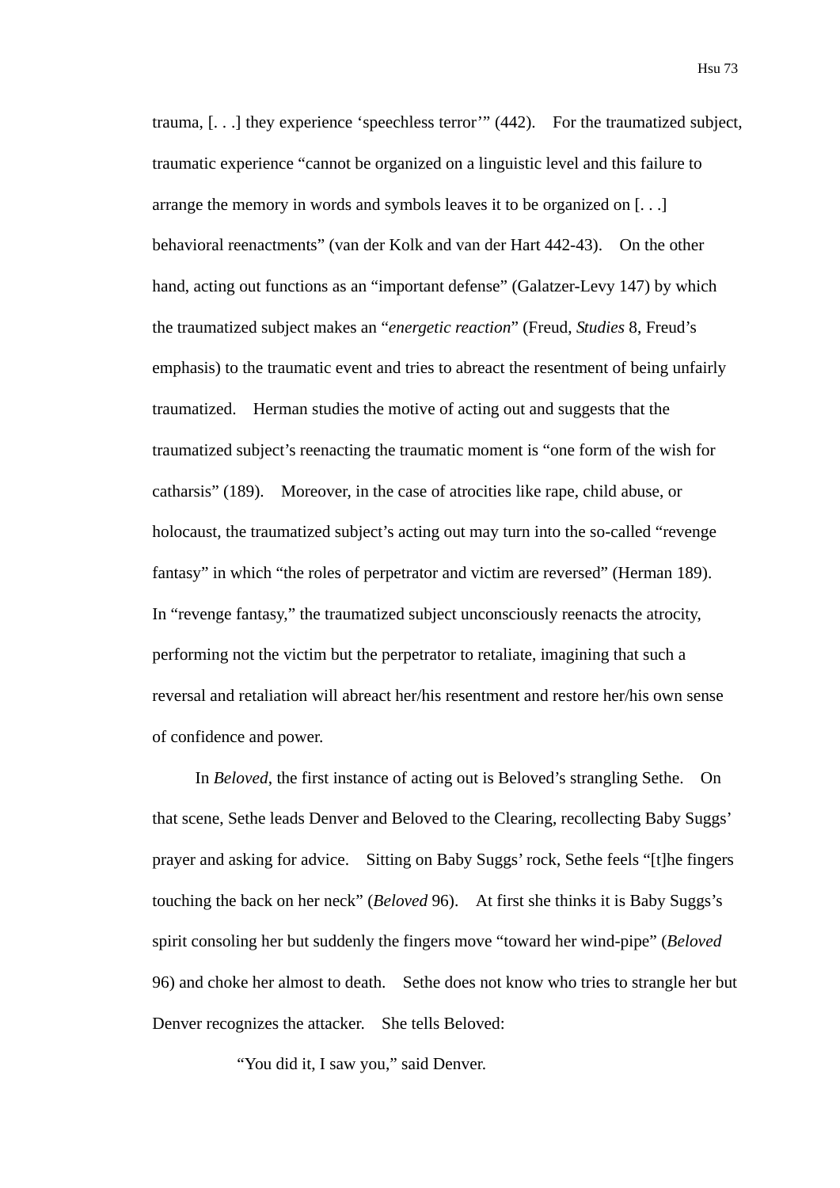trauma, [. . .] they experience 'speechless terror'" (442). For the traumatized subject, traumatic experience "cannot be organized on a linguistic level and this failure to arrange the memory in words and symbols leaves it to be organized on [. . .] behavioral reenactments" (van der Kolk and van der Hart 442-43). On the other hand, acting out functions as an "important defense" (Galatzer-Levy 147) by which the traumatized subject makes an "*energetic reaction*" (Freud, *Studies* 8, Freud's emphasis) to the traumatic event and tries to abreact the resentment of being unfairly traumatized. Herman studies the motive of acting out and suggests that the traumatized subject's reenacting the traumatic moment is "one form of the wish for catharsis" (189). Moreover, in the case of atrocities like rape, child abuse, or holocaust, the traumatized subject's acting out may turn into the so-called "revenge fantasy" in which "the roles of perpetrator and victim are reversed" (Herman 189). In "revenge fantasy," the traumatized subject unconsciously reenacts the atrocity, performing not the victim but the perpetrator to retaliate, imagining that such a reversal and retaliation will abreact her/his resentment and restore her/his own sense of confidence and power.

In *Beloved*, the first instance of acting out is Beloved's strangling Sethe. On that scene, Sethe leads Denver and Beloved to the Clearing, recollecting Baby Suggs' prayer and asking for advice. Sitting on Baby Suggs' rock, Sethe feels "[t]he fingers touching the back on her neck" (*Beloved* 96). At first she thinks it is Baby Suggs's spirit consoling her but suddenly the fingers move "toward her wind-pipe" (*Beloved* 96) and choke her almost to death. Sethe does not know who tries to strangle her but Denver recognizes the attacker. She tells Beloved:

"You did it, I saw you," said Denver.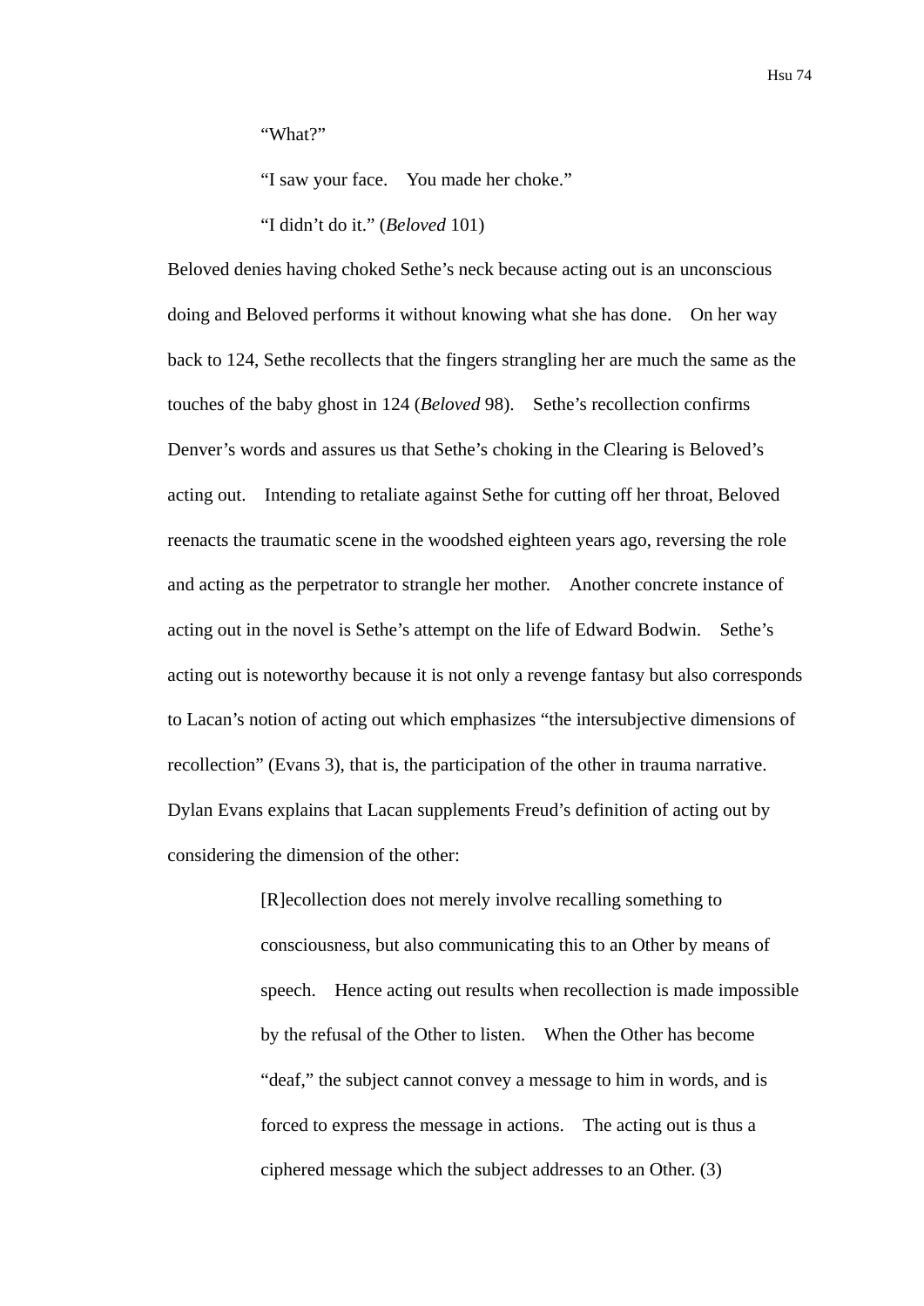> "What?"
>
> "I saw your face. You made her choke."
>
> "I didn't do it." (*Beloved* 101)

Beloved denies having choked Sethe's neck because acting out is an unconscious doing and Beloved performs it without knowing what she has done. On her way back to 124, Sethe recollects that the fingers strangling her are much the same as the touches of the baby ghost in 124 (*Beloved* 98). Sethe's recollection confirms Denver's words and assures us that Sethe's choking in the Clearing is Beloved's acting out. Intending to retaliate against Sethe for cutting off her throat, Beloved reenacts the traumatic scene in the woodshed eighteen years ago, reversing the role and acting as the perpetrator to strangle her mother. Another concrete instance of acting out in the novel is Sethe's attempt on the life of Edward Bodwin. Sethe's acting out is noteworthy because it is not only a revenge fantasy but also corresponds to Lacan's notion of acting out which emphasizes "the intersubjective dimensions of recollection" (Evans 3), that is, the participation of the other in trauma narrative. Dylan Evans explains that Lacan supplements Freud's definition of acting out by considering the dimension of the other:

> [R]ecollection does not merely involve recalling something to consciousness, but also communicating this to an Other by means of speech. Hence acting out results when recollection is made impossible by the refusal of the Other to listen. When the Other has become "deaf," the subject cannot convey a message to him in words, and is forced to express the message in actions. The acting out is thus a ciphered message which the subject addresses to an Other. (3)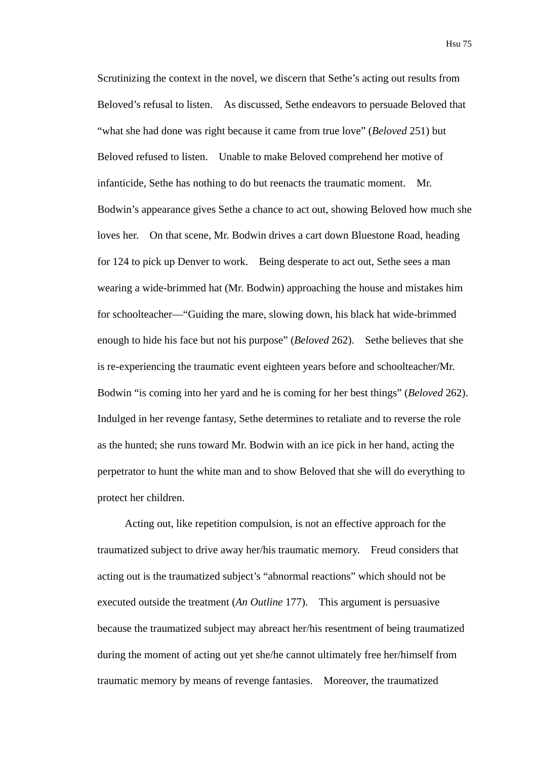Scrutinizing the context in the novel, we discern that Sethe's acting out results from Beloved's refusal to listen. As discussed, Sethe endeavors to persuade Beloved that "what she had done was right because it came from true love" (*Beloved* 251) but Beloved refused to listen. Unable to make Beloved comprehend her motive of infanticide, Sethe has nothing to do but reenacts the traumatic moment. Mr. Bodwin's appearance gives Sethe a chance to act out, showing Beloved how much she loves her. On that scene, Mr. Bodwin drives a cart down Bluestone Road, heading for 124 to pick up Denver to work. Being desperate to act out, Sethe sees a man wearing a wide-brimmed hat (Mr. Bodwin) approaching the house and mistakes him for schoolteacher—"Guiding the mare, slowing down, his black hat wide-brimmed enough to hide his face but not his purpose" (*Beloved* 262). Sethe believes that she is re-experiencing the traumatic event eighteen years before and schoolteacher/Mr. Bodwin "is coming into her yard and he is coming for her best things" (*Beloved* 262). Indulged in her revenge fantasy, Sethe determines to retaliate and to reverse the role as the hunted; she runs toward Mr. Bodwin with an ice pick in her hand, acting the perpetrator to hunt the white man and to show Beloved that she will do everything to protect her children.

Acting out, like repetition compulsion, is not an effective approach for the traumatized subject to drive away her/his traumatic memory. Freud considers that acting out is the traumatized subject's "abnormal reactions" which should not be executed outside the treatment (*An Outline* 177). This argument is persuasive because the traumatized subject may abreact her/his resentment of being traumatized during the moment of acting out yet she/he cannot ultimately free her/himself from traumatic memory by means of revenge fantasies. Moreover, the traumatized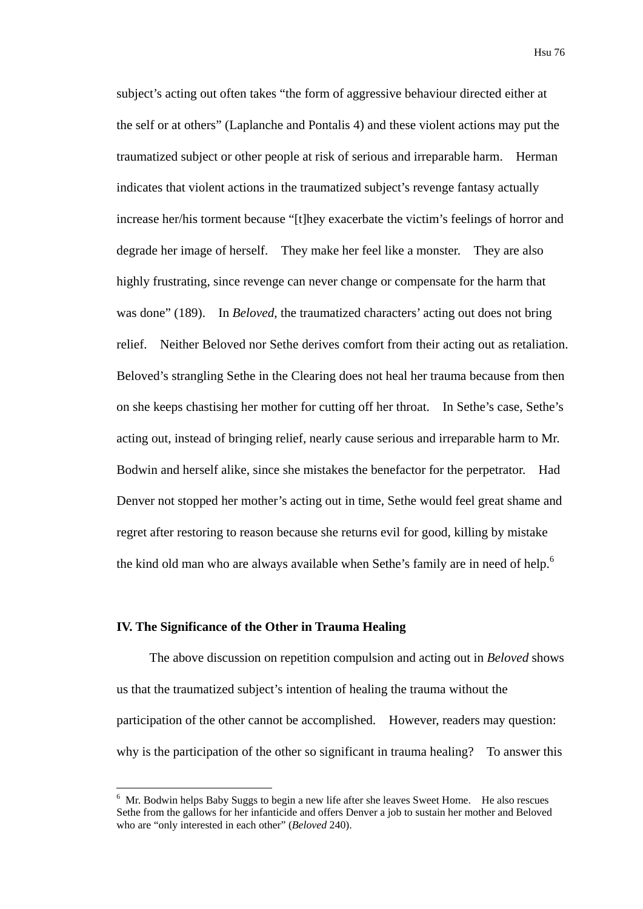subject's acting out often takes "the form of aggressive behaviour directed either at the self or at others" (Laplanche and Pontalis 4) and these violent actions may put the traumatized subject or other people at risk of serious and irreparable harm. Herman indicates that violent actions in the traumatized subject's revenge fantasy actually increase her/his torment because "[t]hey exacerbate the victim's feelings of horror and degrade her image of herself. They make her feel like a monster. They are also highly frustrating, since revenge can never change or compensate for the harm that was done" (189). In *Beloved*, the traumatized characters' acting out does not bring relief. Neither Beloved nor Sethe derives comfort from their acting out as retaliation. Beloved's strangling Sethe in the Clearing does not heal her trauma because from then on she keeps chastising her mother for cutting off her throat. In Sethe's case, Sethe's acting out, instead of bringing relief, nearly cause serious and irreparable harm to Mr. Bodwin and herself alike, since she mistakes the benefactor for the perpetrator. Had Denver not stopped her mother's acting out in time, Sethe would feel great shame and regret after restoring to reason because she returns evil for good, killing by mistake the kind old man who are always available when Sethe's family are in need of help.[6]

## IV. The Significance of the Other in Trauma Healing

The above discussion on repetition compulsion and acting out in *Beloved* shows us that the traumatized subject's intention of healing the trauma without the participation of the other cannot be accomplished. However, readers may question: why is the participation of the other so significant in trauma healing? To answer this

---

[6] Mr. Bodwin helps Baby Suggs to begin a new life after she leaves Sweet Home. He also rescues Sethe from the gallows for her infanticide and offers Denver a job to sustain her mother and Beloved who are "only interested in each other" (*Beloved* 240).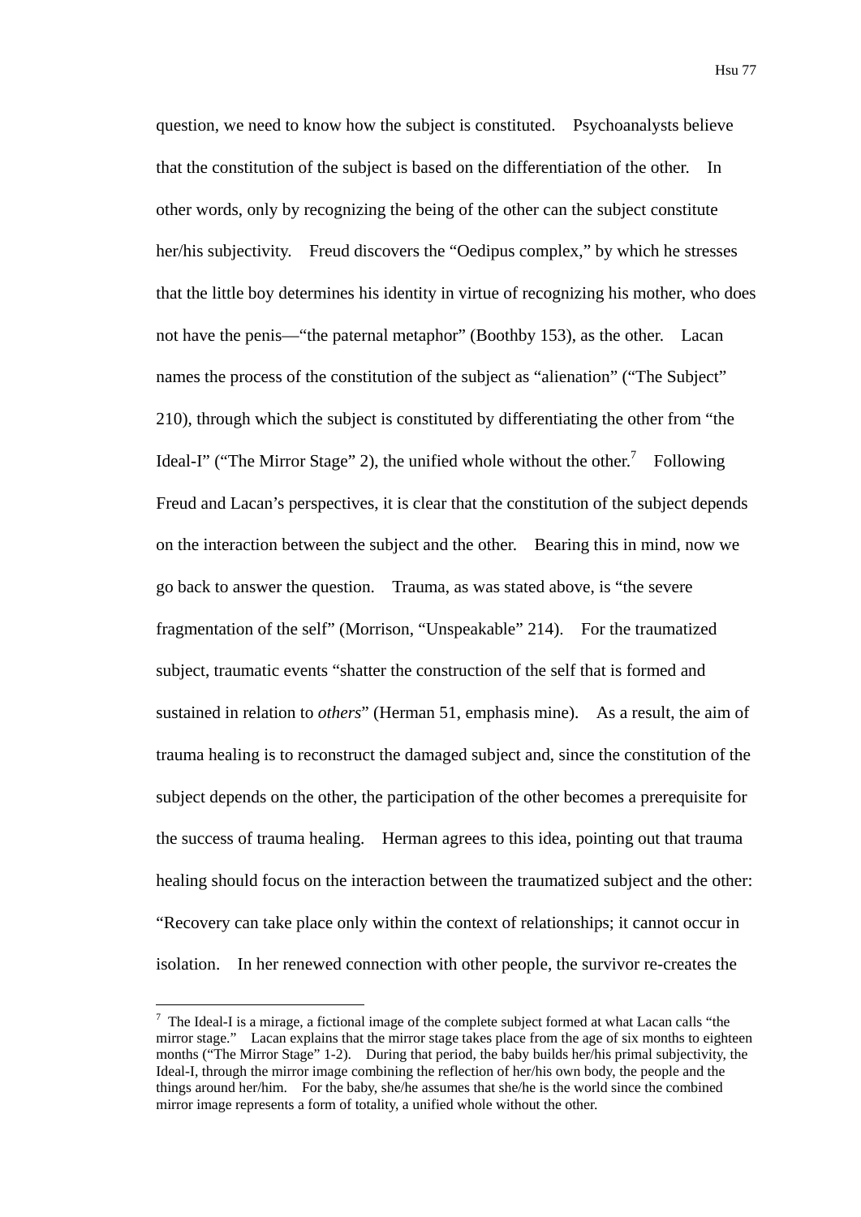question, we need to know how the subject is constituted. Psychoanalysts believe that the constitution of the subject is based on the differentiation of the other. In other words, only by recognizing the being of the other can the subject constitute her/his subjectivity. Freud discovers the "Oedipus complex," by which he stresses that the little boy determines his identity in virtue of recognizing his mother, who does not have the penis—"the paternal metaphor" (Boothby 153), as the other. Lacan names the process of the constitution of the subject as "alienation" ("The Subject" 210), through which the subject is constituted by differentiating the other from "the Ideal-I" ("The Mirror Stage" 2), the unified whole without the other.[7] Following Freud and Lacan's perspectives, it is clear that the constitution of the subject depends on the interaction between the subject and the other. Bearing this in mind, now we go back to answer the question. Trauma, as was stated above, is "the severe fragmentation of the self" (Morrison, "Unspeakable" 214). For the traumatized subject, traumatic events "shatter the construction of the self that is formed and sustained in relation to *others*" (Herman 51, emphasis mine). As a result, the aim of trauma healing is to reconstruct the damaged subject and, since the constitution of the subject depends on the other, the participation of the other becomes a prerequisite for the success of trauma healing. Herman agrees to this idea, pointing out that trauma healing should focus on the interaction between the traumatized subject and the other: "Recovery can take place only within the context of relationships; it cannot occur in isolation. In her renewed connection with other people, the survivor re-creates the

---

[7] The Ideal-I is a mirage, a fictional image of the complete subject formed at what Lacan calls "the mirror stage." Lacan explains that the mirror stage takes place from the age of six months to eighteen months ("The Mirror Stage" 1-2). During that period, the baby builds her/his primal subjectivity, the Ideal-I, through the mirror image combining the reflection of her/his own body, the people and the things around her/him. For the baby, she/he assumes that she/he is the world since the combined mirror image represents a form of totality, a unified whole without the other.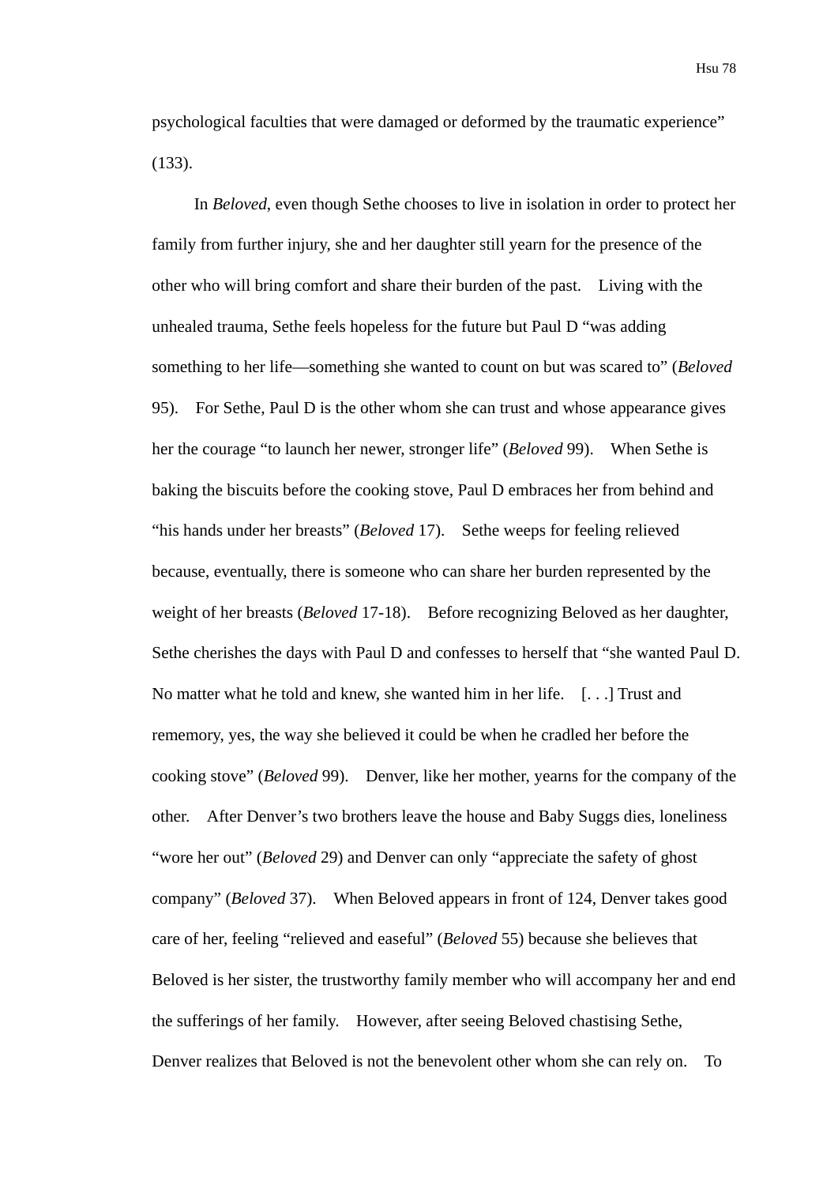psychological faculties that were damaged or deformed by the traumatic experience" (133).

In *Beloved*, even though Sethe chooses to live in isolation in order to protect her family from further injury, she and her daughter still yearn for the presence of the other who will bring comfort and share their burden of the past. Living with the unhealed trauma, Sethe feels hopeless for the future but Paul D "was adding something to her life—something she wanted to count on but was scared to" (*Beloved* 95). For Sethe, Paul D is the other whom she can trust and whose appearance gives her the courage "to launch her newer, stronger life" (*Beloved* 99). When Sethe is baking the biscuits before the cooking stove, Paul D embraces her from behind and "his hands under her breasts" (*Beloved* 17). Sethe weeps for feeling relieved because, eventually, there is someone who can share her burden represented by the weight of her breasts (*Beloved* 17-18). Before recognizing Beloved as her daughter, Sethe cherishes the days with Paul D and confesses to herself that "she wanted Paul D. No matter what he told and knew, she wanted him in her life. [. . .] Trust and rememory, yes, the way she believed it could be when he cradled her before the cooking stove" (*Beloved* 99). Denver, like her mother, yearns for the company of the other. After Denver's two brothers leave the house and Baby Suggs dies, loneliness "wore her out" (*Beloved* 29) and Denver can only "appreciate the safety of ghost company" (*Beloved* 37). When Beloved appears in front of 124, Denver takes good care of her, feeling "relieved and easeful" (*Beloved* 55) because she believes that Beloved is her sister, the trustworthy family member who will accompany her and end the sufferings of her family. However, after seeing Beloved chastising Sethe, Denver realizes that Beloved is not the benevolent other whom she can rely on. To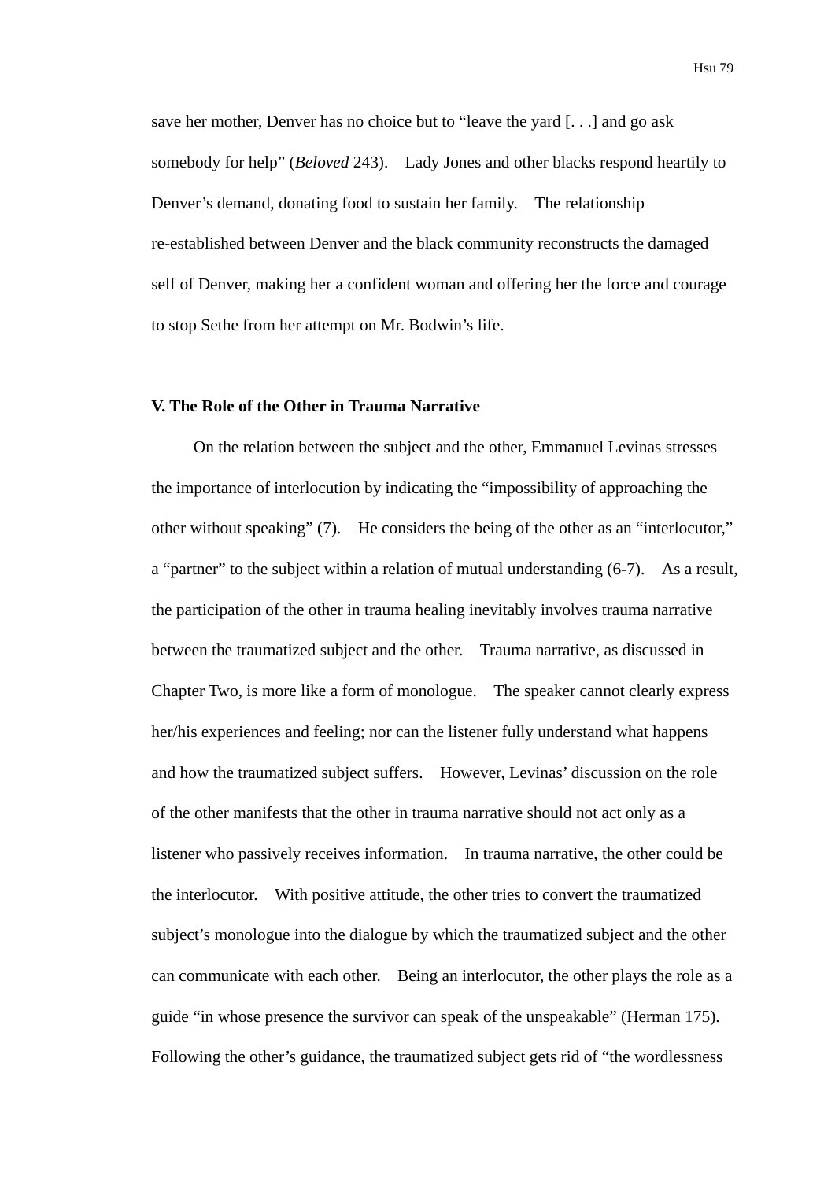save her mother, Denver has no choice but to "leave the yard [. . .] and go ask somebody for help" (*Beloved* 243). Lady Jones and other blacks respond heartily to Denver's demand, donating food to sustain her family. The relationship re-established between Denver and the black community reconstructs the damaged self of Denver, making her a confident woman and offering her the force and courage to stop Sethe from her attempt on Mr. Bodwin's life.

### V. The Role of the Other in Trauma Narrative

On the relation between the subject and the other, Emmanuel Levinas stresses the importance of interlocution by indicating the "impossibility of approaching the other without speaking" (7). He considers the being of the other as an "interlocutor," a "partner" to the subject within a relation of mutual understanding (6-7). As a result, the participation of the other in trauma healing inevitably involves trauma narrative between the traumatized subject and the other. Trauma narrative, as discussed in Chapter Two, is more like a form of monologue. The speaker cannot clearly express her/his experiences and feeling; nor can the listener fully understand what happens and how the traumatized subject suffers. However, Levinas' discussion on the role of the other manifests that the other in trauma narrative should not act only as a listener who passively receives information. In trauma narrative, the other could be the interlocutor. With positive attitude, the other tries to convert the traumatized subject's monologue into the dialogue by which the traumatized subject and the other can communicate with each other. Being an interlocutor, the other plays the role as a guide "in whose presence the survivor can speak of the unspeakable" (Herman 175). Following the other's guidance, the traumatized subject gets rid of "the wordlessness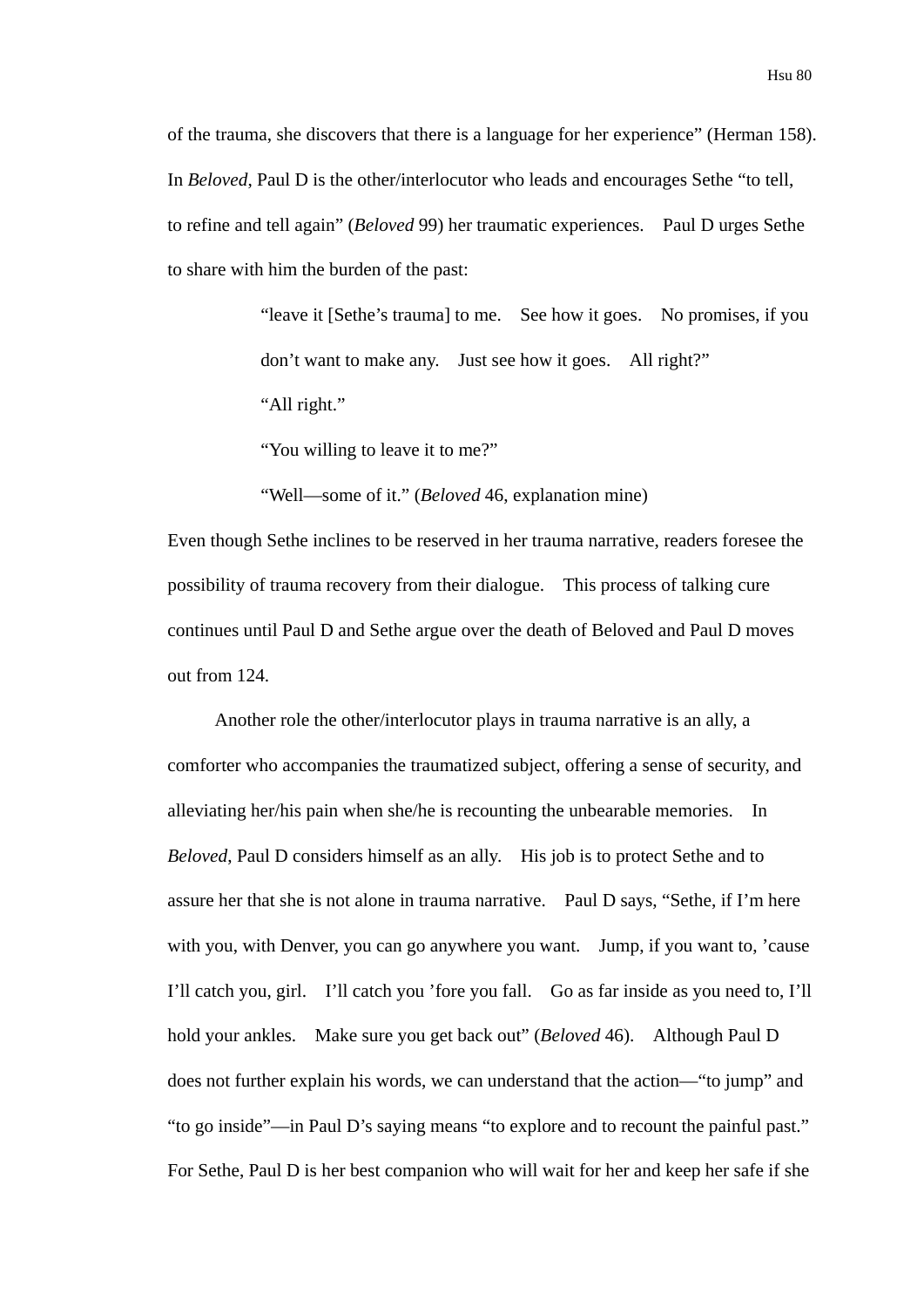of the trauma, she discovers that there is a language for her experience" (Herman 158). In *Beloved*, Paul D is the other/interlocutor who leads and encourages Sethe "to tell, to refine and tell again" (*Beloved* 99) her traumatic experiences. Paul D urges Sethe to share with him the burden of the past:

> "leave it [Sethe's trauma] to me. See how it goes. No promises, if you don't want to make any. Just see how it goes. All right?"
>
> "All right."
>
> "You willing to leave it to me?"
>
> "Well—some of it." (*Beloved* 46, explanation mine)

Even though Sethe inclines to be reserved in her trauma narrative, readers foresee the possibility of trauma recovery from their dialogue. This process of talking cure continues until Paul D and Sethe argue over the death of Beloved and Paul D moves out from 124.

Another role the other/interlocutor plays in trauma narrative is an ally, a comforter who accompanies the traumatized subject, offering a sense of security, and alleviating her/his pain when she/he is recounting the unbearable memories. In *Beloved*, Paul D considers himself as an ally. His job is to protect Sethe and to assure her that she is not alone in trauma narrative. Paul D says, "Sethe, if I'm here with you, with Denver, you can go anywhere you want. Jump, if you want to, 'cause I'll catch you, girl. I'll catch you 'fore you fall. Go as far inside as you need to, I'll hold your ankles. Make sure you get back out" (*Beloved* 46). Although Paul D does not further explain his words, we can understand that the action—"to jump" and "to go inside"—in Paul D's saying means "to explore and to recount the painful past." For Sethe, Paul D is her best companion who will wait for her and keep her safe if she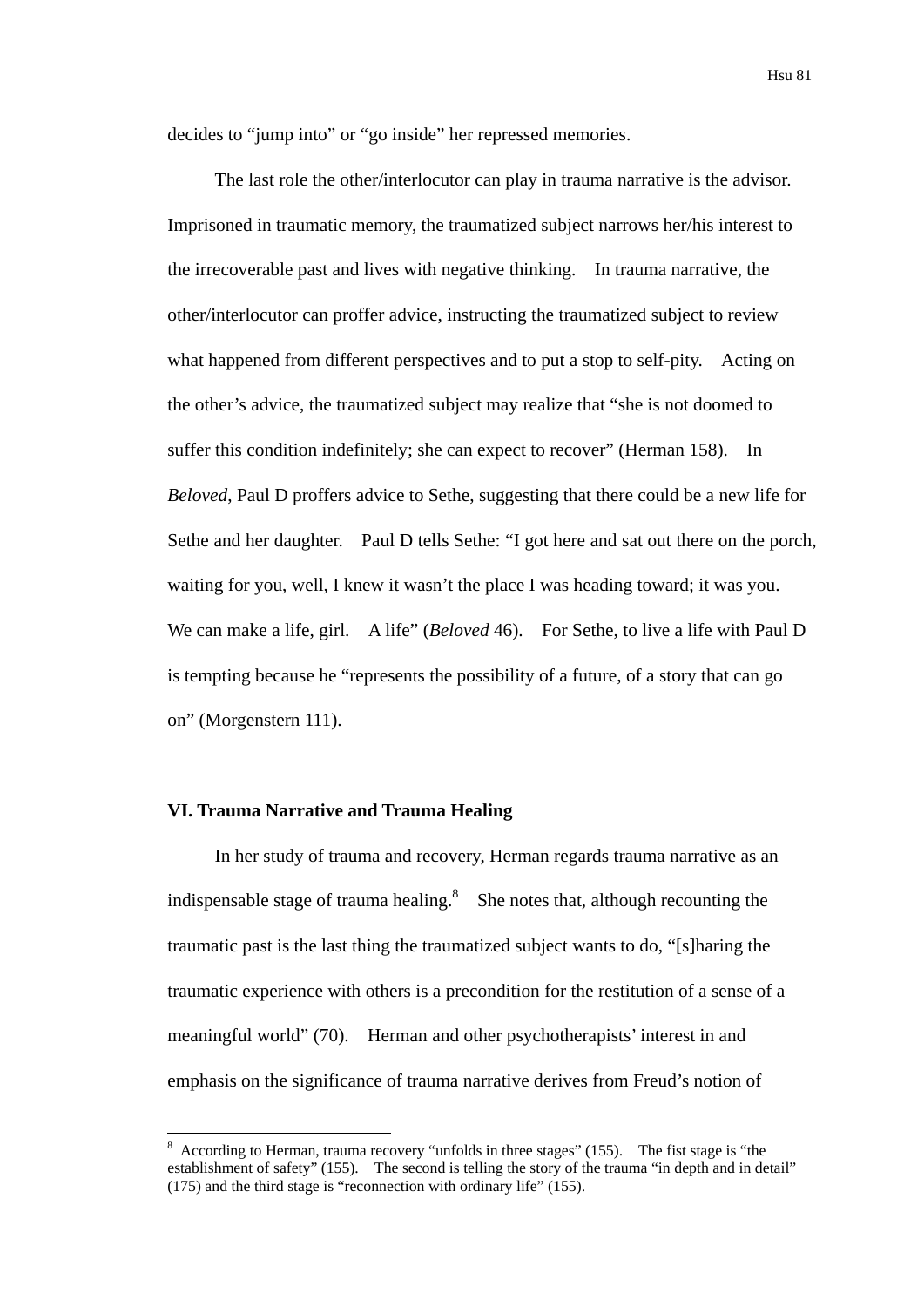decides to "jump into" or "go inside" her repressed memories.

The last role the other/interlocutor can play in trauma narrative is the advisor. Imprisoned in traumatic memory, the traumatized subject narrows her/his interest to the irrecoverable past and lives with negative thinking. In trauma narrative, the other/interlocutor can proffer advice, instructing the traumatized subject to review what happened from different perspectives and to put a stop to self-pity. Acting on the other's advice, the traumatized subject may realize that "she is not doomed to suffer this condition indefinitely; she can expect to recover" (Herman 158). In *Beloved*, Paul D proffers advice to Sethe, suggesting that there could be a new life for Sethe and her daughter. Paul D tells Sethe: "I got here and sat out there on the porch, waiting for you, well, I knew it wasn't the place I was heading toward; it was you. We can make a life, girl. A life" (*Beloved* 46). For Sethe, to live a life with Paul D is tempting because he "represents the possibility of a future, of a story that can go on" (Morgenstern 111).

## VI. Trauma Narrative and Trauma Healing

In her study of trauma and recovery, Herman regards trauma narrative as an indispensable stage of trauma healing.[8] She notes that, although recounting the traumatic past is the last thing the traumatized subject wants to do, "[s]haring the traumatic experience with others is a precondition for the restitution of a sense of a meaningful world" (70). Herman and other psychotherapists' interest in and emphasis on the significance of trauma narrative derives from Freud's notion of

---

[8] According to Herman, trauma recovery "unfolds in three stages" (155). The fist stage is "the establishment of safety" (155). The second is telling the story of the trauma "in depth and in detail" (175) and the third stage is "reconnection with ordinary life" (155).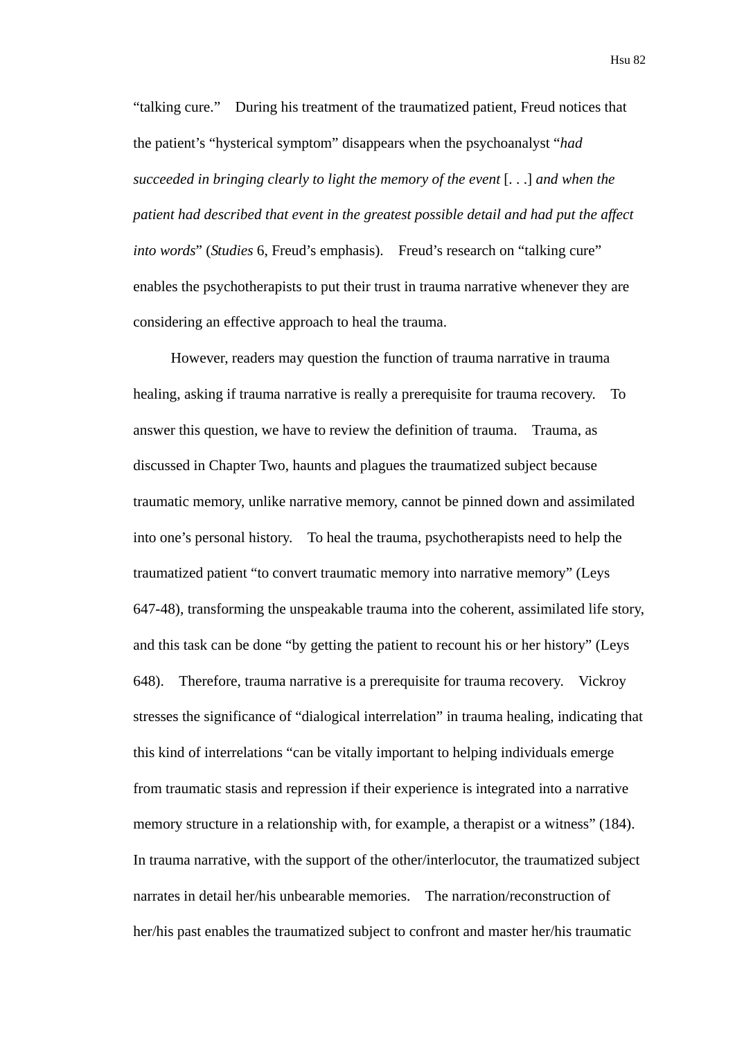"talking cure." During his treatment of the traumatized patient, Freud notices that the patient's "hysterical symptom" disappears when the psychoanalyst "*had succeeded in bringing clearly to light the memory of the event* [. . .] *and when the patient had described that event in the greatest possible detail and had put the affect into words*" (*Studies* 6, Freud's emphasis). Freud's research on "talking cure" enables the psychotherapists to put their trust in trauma narrative whenever they are considering an effective approach to heal the trauma.

However, readers may question the function of trauma narrative in trauma healing, asking if trauma narrative is really a prerequisite for trauma recovery. To answer this question, we have to review the definition of trauma. Trauma, as discussed in Chapter Two, haunts and plagues the traumatized subject because traumatic memory, unlike narrative memory, cannot be pinned down and assimilated into one's personal history. To heal the trauma, psychotherapists need to help the traumatized patient "to convert traumatic memory into narrative memory" (Leys 647-48), transforming the unspeakable trauma into the coherent, assimilated life story, and this task can be done "by getting the patient to recount his or her history" (Leys 648). Therefore, trauma narrative is a prerequisite for trauma recovery. Vickroy stresses the significance of "dialogical interrelation" in trauma healing, indicating that this kind of interrelations "can be vitally important to helping individuals emerge from traumatic stasis and repression if their experience is integrated into a narrative memory structure in a relationship with, for example, a therapist or a witness" (184). In trauma narrative, with the support of the other/interlocutor, the traumatized subject narrates in detail her/his unbearable memories. The narration/reconstruction of her/his past enables the traumatized subject to confront and master her/his traumatic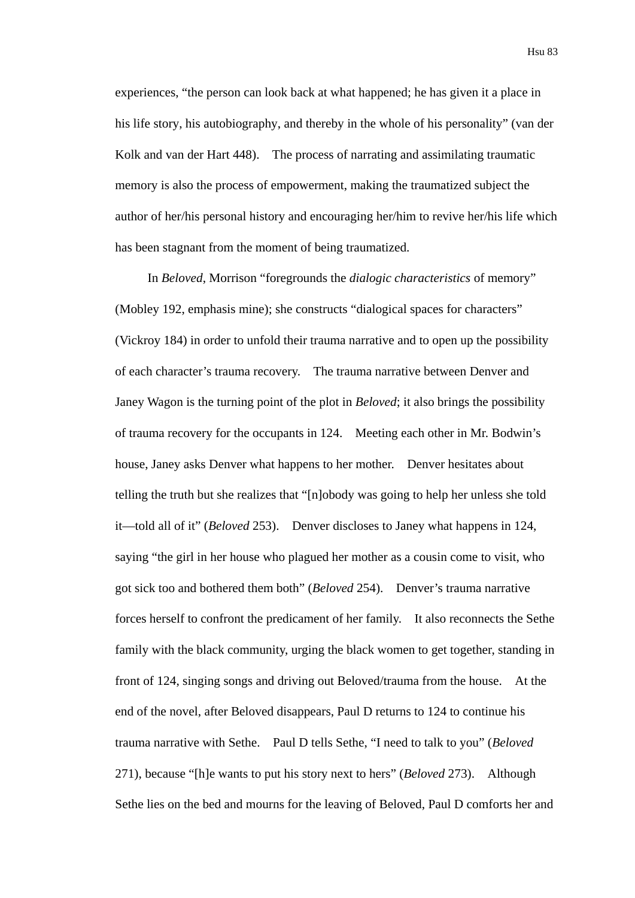experiences, "the person can look back at what happened; he has given it a place in his life story, his autobiography, and thereby in the whole of his personality" (van der Kolk and van der Hart 448). The process of narrating and assimilating traumatic memory is also the process of empowerment, making the traumatized subject the author of her/his personal history and encouraging her/him to revive her/his life which has been stagnant from the moment of being traumatized.

In *Beloved*, Morrison "foregrounds the *dialogic characteristics* of memory" (Mobley 192, emphasis mine); she constructs "dialogical spaces for characters" (Vickroy 184) in order to unfold their trauma narrative and to open up the possibility of each character's trauma recovery. The trauma narrative between Denver and Janey Wagon is the turning point of the plot in *Beloved*; it also brings the possibility of trauma recovery for the occupants in 124. Meeting each other in Mr. Bodwin's house, Janey asks Denver what happens to her mother. Denver hesitates about telling the truth but she realizes that "[n]obody was going to help her unless she told it—told all of it" (*Beloved* 253). Denver discloses to Janey what happens in 124, saying "the girl in her house who plagued her mother as a cousin come to visit, who got sick too and bothered them both" (*Beloved* 254). Denver's trauma narrative forces herself to confront the predicament of her family. It also reconnects the Sethe family with the black community, urging the black women to get together, standing in front of 124, singing songs and driving out Beloved/trauma from the house. At the end of the novel, after Beloved disappears, Paul D returns to 124 to continue his trauma narrative with Sethe. Paul D tells Sethe, "I need to talk to you" (*Beloved* 271), because "[h]e wants to put his story next to hers" (*Beloved* 273). Although Sethe lies on the bed and mourns for the leaving of Beloved, Paul D comforts her and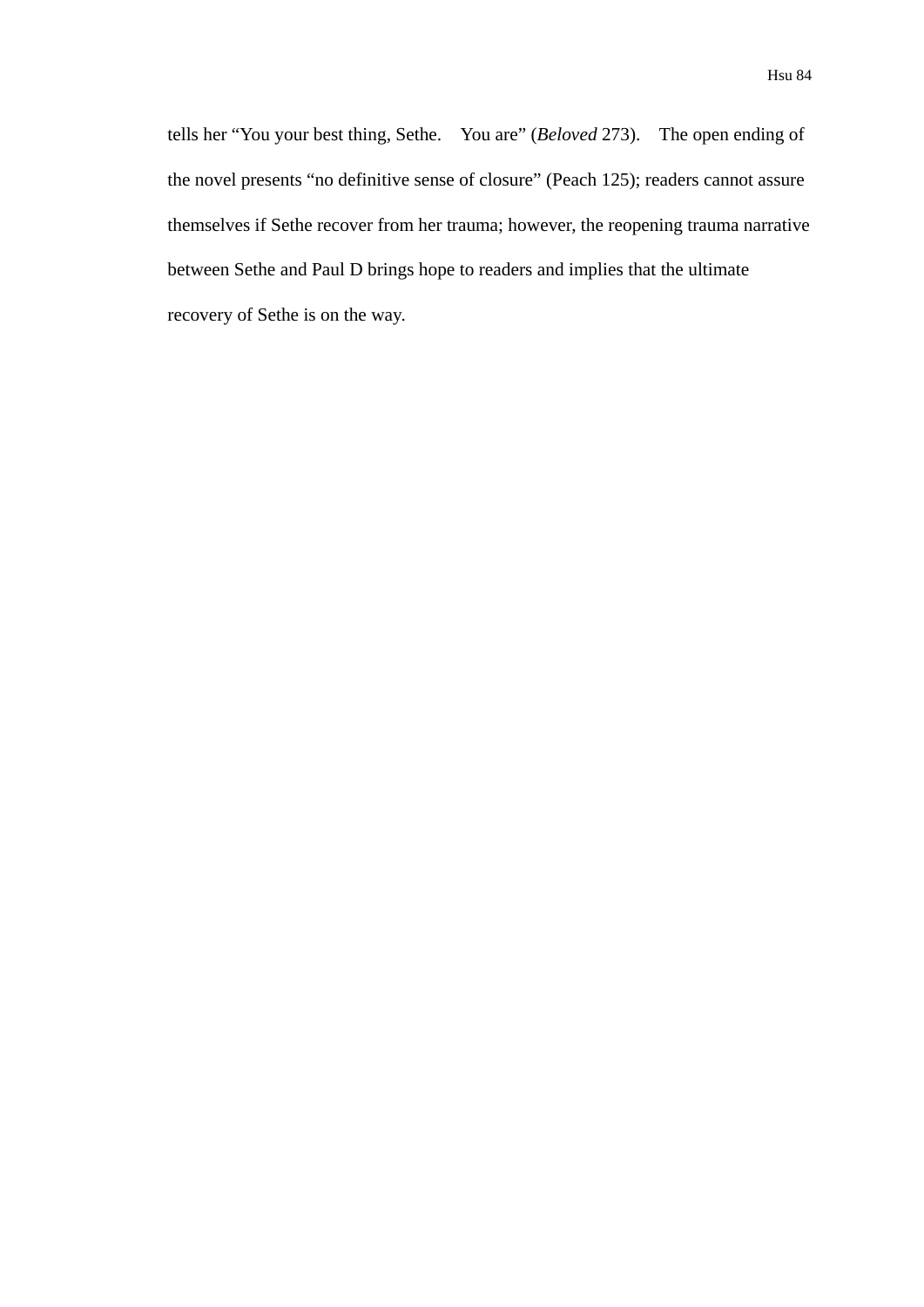tells her “You your best thing, Sethe. You are” (*Beloved* 273). The open ending of the novel presents “no definitive sense of closure” (Peach 125); readers cannot assure themselves if Sethe recover from her trauma; however, the reopening trauma narrative between Sethe and Paul D brings hope to readers and implies that the ultimate recovery of Sethe is on the way.